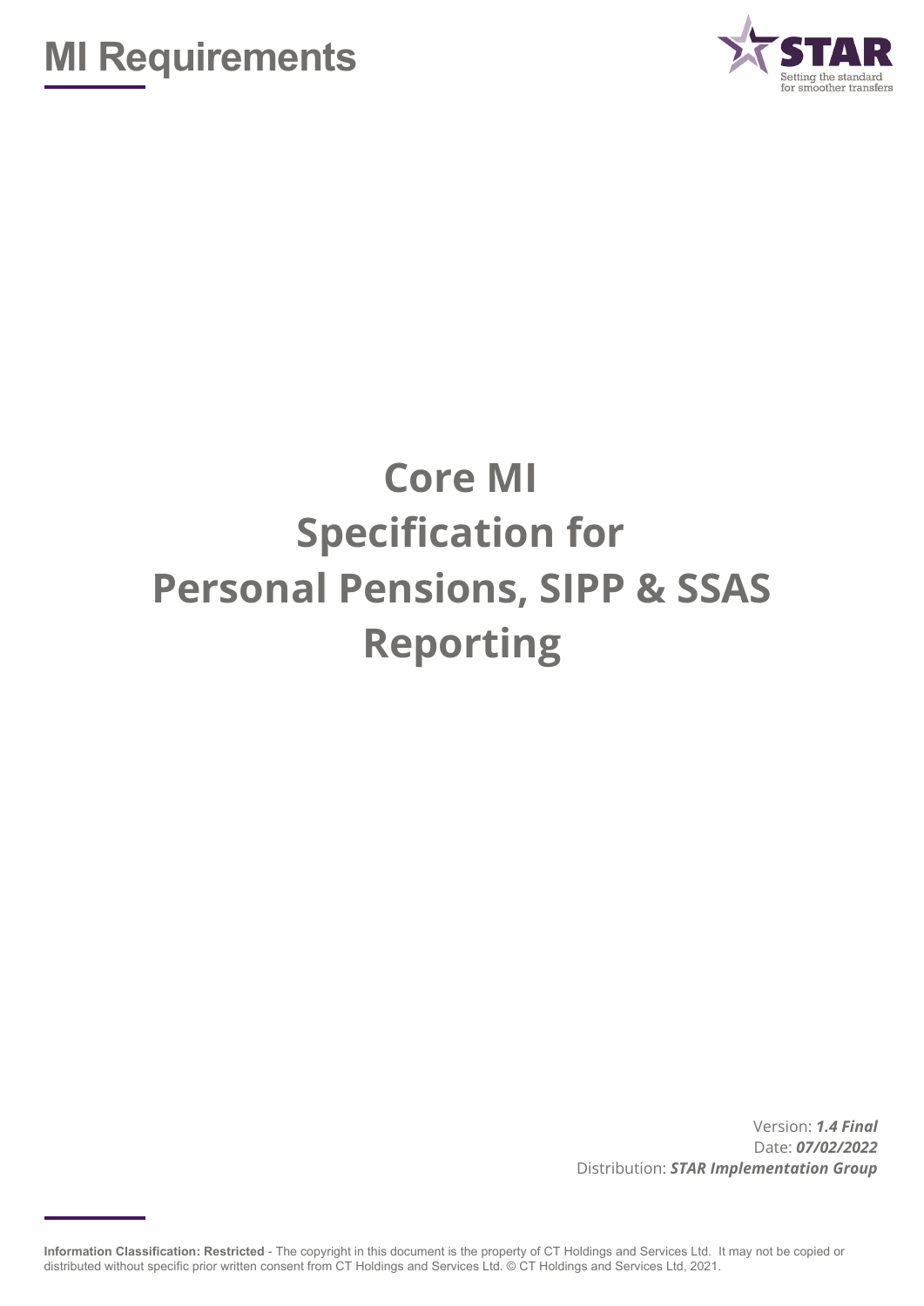# MI Requirements

# Core MI Specification for Personal Pensions, SIPP & SSAS Reporting

Version: ***1.4 Final***
Date: ***07/02/2022***
Distribution: ***STAR Implementation Group***

**Information Classification: Restricted** - The copyright in this document is the property of CT Holdings and Services Ltd. It may not be copied or distributed without specific prior written consent from CT Holdings and Services Ltd. © CT Holdings and Services Ltd, 2021.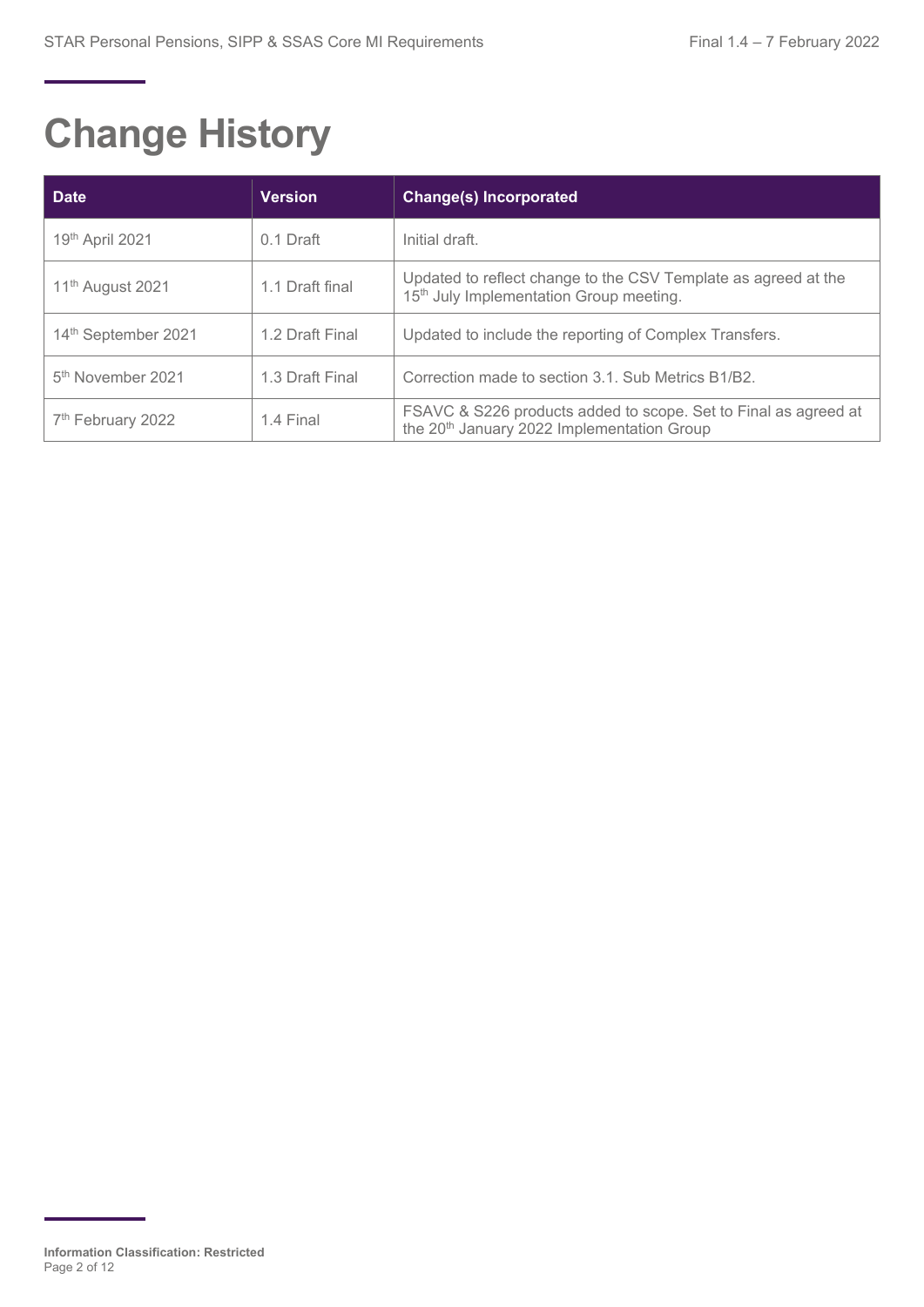# Change History

| Date | Version | Change(s) Incorporated |
|---|---|---|
| 19th April 2021 | 0.1 Draft | Initial draft. |
| 11th August 2021 | 1.1 Draft final | Updated to reflect change to the CSV Template as agreed at the 15th July Implementation Group meeting. |
| 14th September 2021 | 1.2 Draft Final | Updated to include the reporting of Complex Transfers. |
| 5th November 2021 | 1.3 Draft Final | Correction made to section 3.1. Sub Metrics B1/B2. |
| 7th February 2022 | 1.4 Final | FSAVC & S226 products added to scope. Set to Final as agreed at the 20th January 2022 Implementation Group |

**Information Classification: Restricted**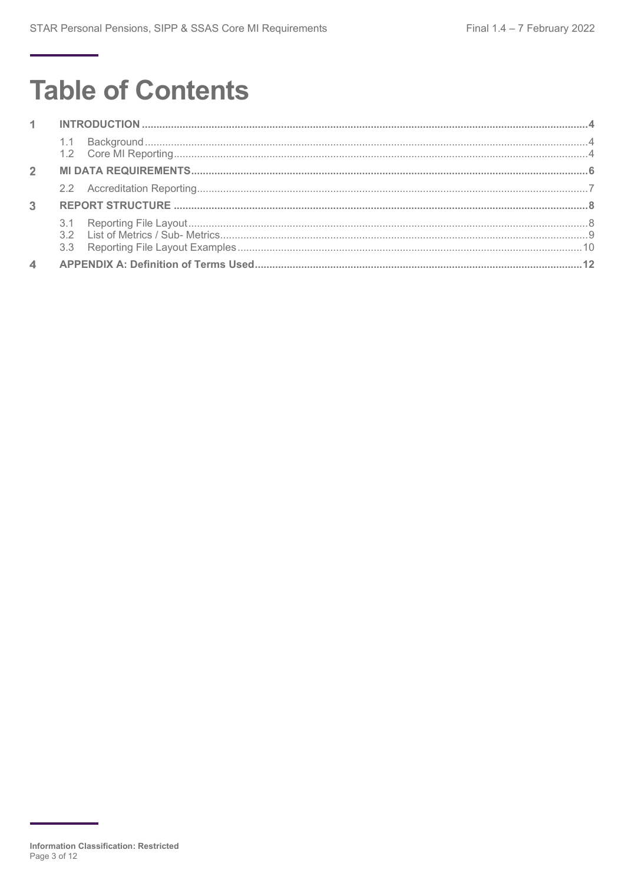# Table of Contents

1 INTRODUCTION ..... 4

- 1.1 Background ..... 4
- 1.2 Core MI Reporting ..... 4

2 MI DATA REQUIREMENTS ..... 6

- 2.2 Accreditation Reporting ..... 7

3 REPORT STRUCTURE ..... 8

- 3.1 Reporting File Layout ..... 8
- 3.2 List of Metrics / Sub- Metrics ..... 9
- 3.3 Reporting File Layout Examples ..... 10

4 APPENDIX A: Definition of Terms Used ..... 12

**Information Classification: Restricted**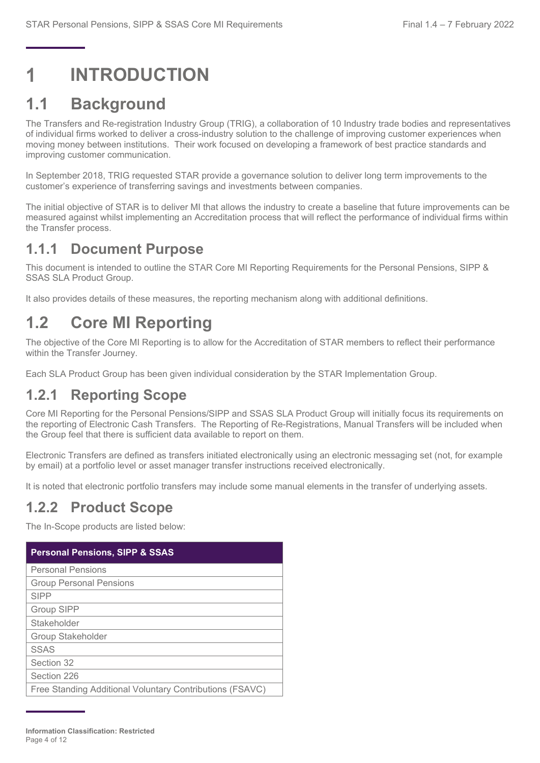# 1 INTRODUCTION

## 1.1 Background

The Transfers and Re-registration Industry Group (TRIG), a collaboration of 10 Industry trade bodies and representatives of individual firms worked to deliver a cross-industry solution to the challenge of improving customer experiences when moving money between institutions. Their work focused on developing a framework of best practice standards and improving customer communication.

In September 2018, TRIG requested STAR provide a governance solution to deliver long term improvements to the customer's experience of transferring savings and investments between companies.

The initial objective of STAR is to deliver MI that allows the industry to create a baseline that future improvements can be measured against whilst implementing an Accreditation process that will reflect the performance of individual firms within the Transfer process.

### 1.1.1 Document Purpose

This document is intended to outline the STAR Core MI Reporting Requirements for the Personal Pensions, SIPP & SSAS SLA Product Group.

It also provides details of these measures, the reporting mechanism along with additional definitions.

## 1.2 Core MI Reporting

The objective of the Core MI Reporting is to allow for the Accreditation of STAR members to reflect their performance within the Transfer Journey.

Each SLA Product Group has been given individual consideration by the STAR Implementation Group.

### 1.2.1 Reporting Scope

Core MI Reporting for the Personal Pensions/SIPP and SSAS SLA Product Group will initially focus its requirements on the reporting of Electronic Cash Transfers. The Reporting of Re-Registrations, Manual Transfers will be included when the Group feel that there is sufficient data available to report on them.

Electronic Transfers are defined as transfers initiated electronically using an electronic messaging set (not, for example by email) at a portfolio level or asset manager transfer instructions received electronically.

It is noted that electronic portfolio transfers may include some manual elements in the transfer of underlying assets.

### 1.2.2 Product Scope

The In-Scope products are listed below:

| Personal Pensions, SIPP & SSAS |
|---|
| Personal Pensions |
| Group Personal Pensions |
| SIPP |
| Group SIPP |
| Stakeholder |
| Group Stakeholder |
| SSAS |
| Section 32 |
| Section 226 |
| Free Standing Additional Voluntary Contributions (FSAVC) |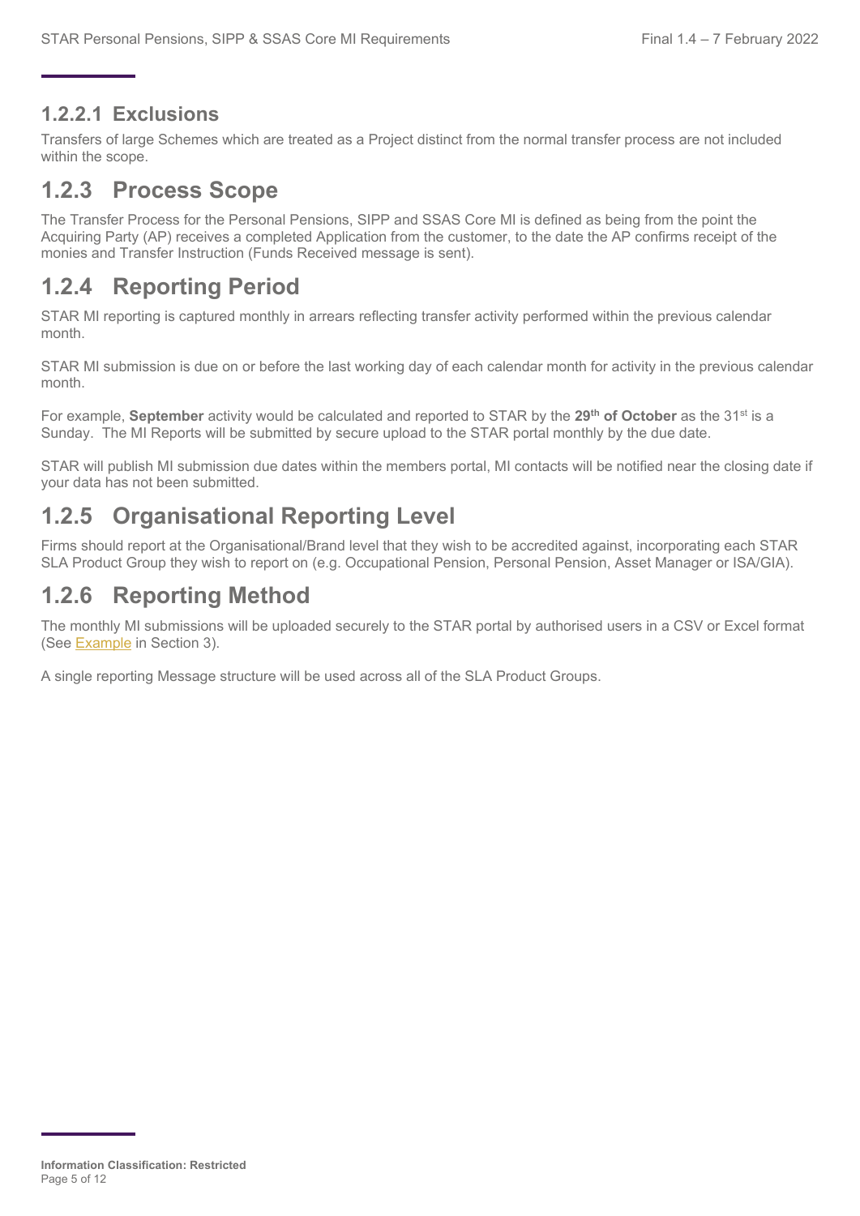#### 1.2.2.1 Exclusions

Transfers of large Schemes which are treated as a Project distinct from the normal transfer process are not included within the scope.

### 1.2.3 Process Scope

The Transfer Process for the Personal Pensions, SIPP and SSAS Core MI is defined as being from the point the Acquiring Party (AP) receives a completed Application from the customer, to the date the AP confirms receipt of the monies and Transfer Instruction (Funds Received message is sent).

### 1.2.4 Reporting Period

STAR MI reporting is captured monthly in arrears reflecting transfer activity performed within the previous calendar month.

STAR MI submission is due on or before the last working day of each calendar month for activity in the previous calendar month.

For example, **September** activity would be calculated and reported to STAR by the **29th of October** as the 31st is a Sunday. The MI Reports will be submitted by secure upload to the STAR portal monthly by the due date.

STAR will publish MI submission due dates within the members portal, MI contacts will be notified near the closing date if your data has not been submitted.

### 1.2.5 Organisational Reporting Level

Firms should report at the Organisational/Brand level that they wish to be accredited against, incorporating each STAR SLA Product Group they wish to report on (e.g. Occupational Pension, Personal Pension, Asset Manager or ISA/GIA).

### 1.2.6 Reporting Method

The monthly MI submissions will be uploaded securely to the STAR portal by authorised users in a CSV or Excel format (See Example in Section 3).

A single reporting Message structure will be used across all of the SLA Product Groups.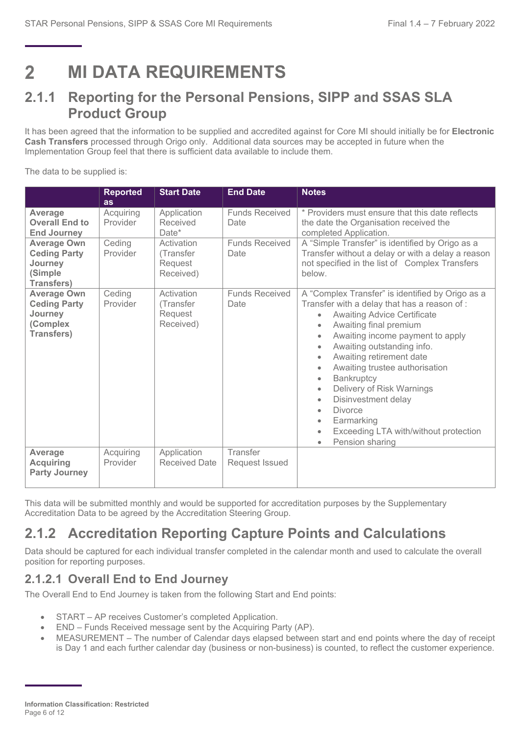# 2 MI DATA REQUIREMENTS

## 2.1.1 Reporting for the Personal Pensions, SIPP and SSAS SLA Product Group

It has been agreed that the information to be supplied and accredited against for Core MI should initially be for **Electronic Cash Transfers** processed through Origo only. Additional data sources may be accepted in future when the Implementation Group feel that there is sufficient data available to include them.

The data to be supplied is:

| | Reported as | Start Date | End Date | Notes |
|---|---|---|---|---|
| **Average Overall End to End Journey** | Acquiring Provider | Application Received Date* | Funds Received Date | * Providers must ensure that this date reflects the date the Organisation received the completed Application. |
| **Average Own Ceding Party Journey (Simple Transfers)** | Ceding Provider | Activation (Transfer Request Received) | Funds Received Date | A "Simple Transfer" is identified by Origo as a Transfer without a delay or with a delay a reason not specified in the list of Complex Transfers below. |
| **Average Own Ceding Party Journey (Complex Transfers)** | Ceding Provider | Activation (Transfer Request Received) | Funds Received Date | A "Complex Transfer" is identified by Origo as a Transfer with a delay that has a reason of :<br>• Awaiting Advice Certificate<br>• Awaiting final premium<br>• Awaiting income payment to apply<br>• Awaiting outstanding info.<br>• Awaiting retirement date<br>• Awaiting trustee authorisation<br>• Bankruptcy<br>• Delivery of Risk Warnings<br>• Disinvestment delay<br>• Divorce<br>• Earmarking<br>• Exceeding LTA with/without protection<br>• Pension sharing |
| **Average Acquiring Party Journey** | Acquiring Provider | Application Received Date | Transfer Request Issued | |

This data will be submitted monthly and would be supported for accreditation purposes by the Supplementary Accreditation Data to be agreed by the Accreditation Steering Group.

## 2.1.2 Accreditation Reporting Capture Points and Calculations

Data should be captured for each individual transfer completed in the calendar month and used to calculate the overall position for reporting purposes.

### 2.1.2.1 Overall End to End Journey

The Overall End to End Journey is taken from the following Start and End points:

- START – AP receives Customer's completed Application.
- END – Funds Received message sent by the Acquiring Party (AP).
- MEASUREMENT – The number of Calendar days elapsed between start and end points where the day of receipt is Day 1 and each further calendar day (business or non-business) is counted, to reflect the customer experience.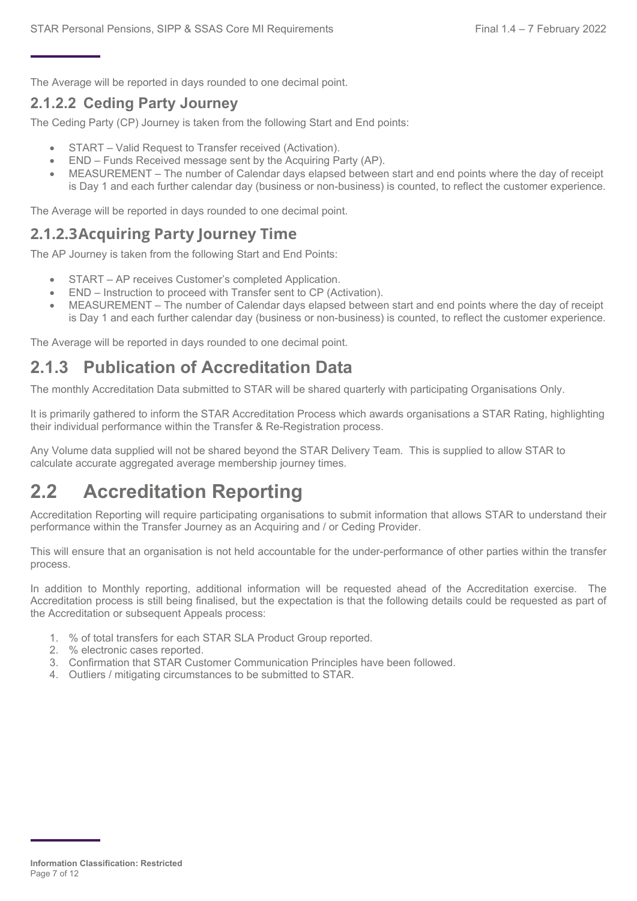The Average will be reported in days rounded to one decimal point.

#### 2.1.2.2 Ceding Party Journey

The Ceding Party (CP) Journey is taken from the following Start and End points:

- START – Valid Request to Transfer received (Activation).
- END – Funds Received message sent by the Acquiring Party (AP).
- MEASUREMENT – The number of Calendar days elapsed between start and end points where the day of receipt is Day 1 and each further calendar day (business or non-business) is counted, to reflect the customer experience.

The Average will be reported in days rounded to one decimal point.

#### 2.1.2.3 Acquiring Party Journey Time

The AP Journey is taken from the following Start and End Points:

- START – AP receives Customer's completed Application.
- END – Instruction to proceed with Transfer sent to CP (Activation).
- MEASUREMENT – The number of Calendar days elapsed between start and end points where the day of receipt is Day 1 and each further calendar day (business or non-business) is counted, to reflect the customer experience.

The Average will be reported in days rounded to one decimal point.

### 2.1.3 Publication of Accreditation Data

The monthly Accreditation Data submitted to STAR will be shared quarterly with participating Organisations Only.

It is primarily gathered to inform the STAR Accreditation Process which awards organisations a STAR Rating, highlighting their individual performance within the Transfer & Re-Registration process.

Any Volume data supplied will not be shared beyond the STAR Delivery Team. This is supplied to allow STAR to calculate accurate aggregated average membership journey times.

## 2.2 Accreditation Reporting

Accreditation Reporting will require participating organisations to submit information that allows STAR to understand their performance within the Transfer Journey as an Acquiring and / or Ceding Provider.

This will ensure that an organisation is not held accountable for the under-performance of other parties within the transfer process.

In addition to Monthly reporting, additional information will be requested ahead of the Accreditation exercise. The Accreditation process is still being finalised, but the expectation is that the following details could be requested as part of the Accreditation or subsequent Appeals process:

1. % of total transfers for each STAR SLA Product Group reported.
2. % electronic cases reported.
3. Confirmation that STAR Customer Communication Principles have been followed.
4. Outliers / mitigating circumstances to be submitted to STAR.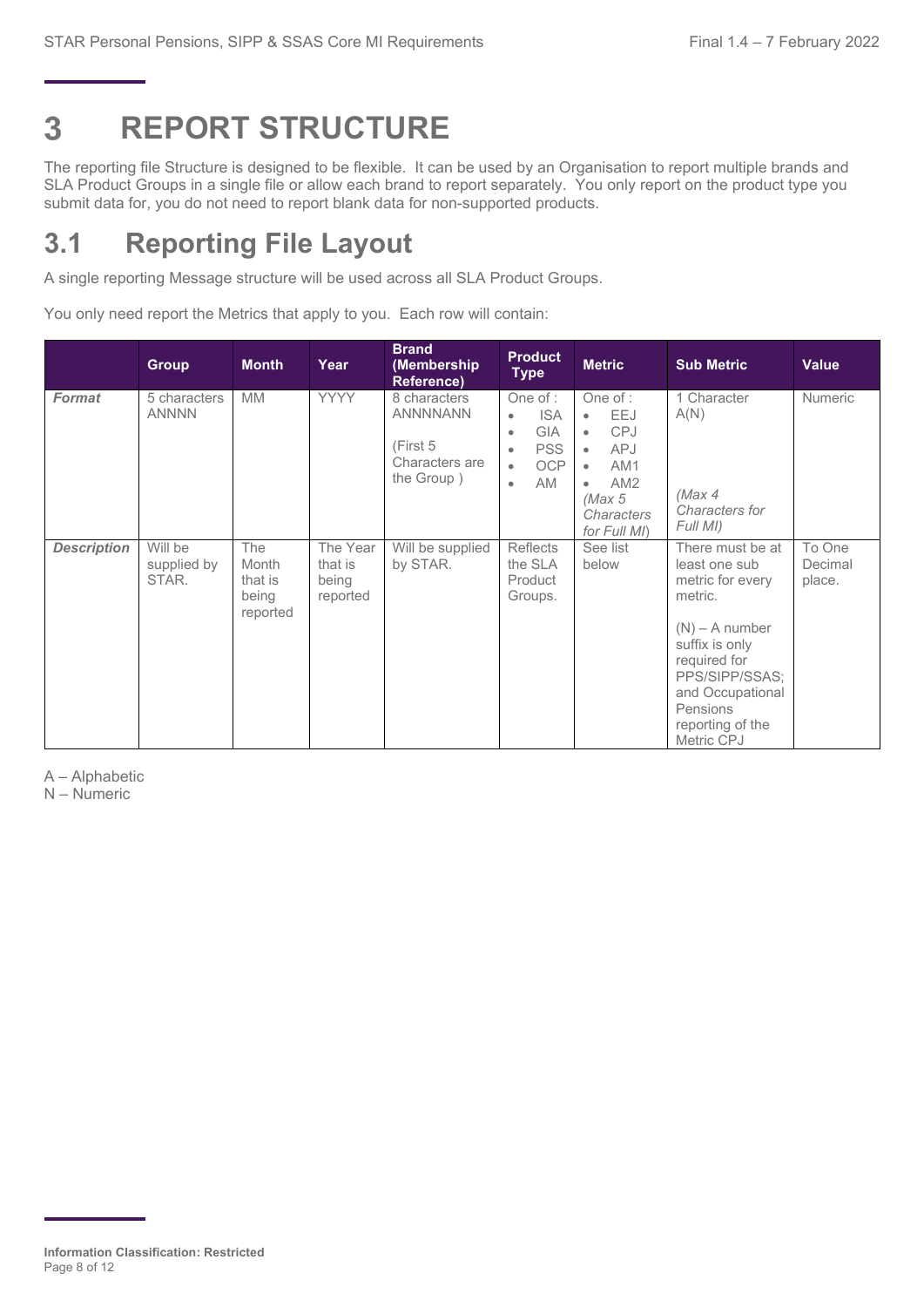# 3 REPORT STRUCTURE

The reporting file Structure is designed to be flexible. It can be used by an Organisation to report multiple brands and SLA Product Groups in a single file or allow each brand to report separately. You only report on the product type you submit data for, you do not need to report blank data for non-supported products.

## 3.1 Reporting File Layout

A single reporting Message structure will be used across all SLA Product Groups.

You only need report the Metrics that apply to you. Each row will contain:

| | Group | Month | Year | Brand (Membership Reference) | Product Type | Metric | Sub Metric | Value |
|---|---|---|---|---|---|---|---|---|
| ***Format*** | 5 characters ANNNN | MM | YYYY | 8 characters ANNNNANN<br><br>(First 5 Characters are the Group ) | One of :<br>• ISA<br>• GIA<br>• PSS<br>• OCP<br>• AM | One of :<br>• EEJ<br>• CPJ<br>• APJ<br>• AM1<br>• AM2<br>*(Max 5 Characters for Full MI)* | 1 Character A(N)<br><br>*(Max 4 Characters for Full MI)* | Numeric |
| ***Description*** | Will be supplied by STAR. | The Month that is being reported | The Year that is being reported | Will be supplied by STAR. | Reflects the SLA Product Groups. | See list below | There must be at least one sub metric for every metric.<br><br>(N) – A number suffix is only required for PPS/SIPP/SSAS; and Occupational Pensions reporting of the Metric CPJ | To One Decimal place. |

A – Alphabetic
N – Numeric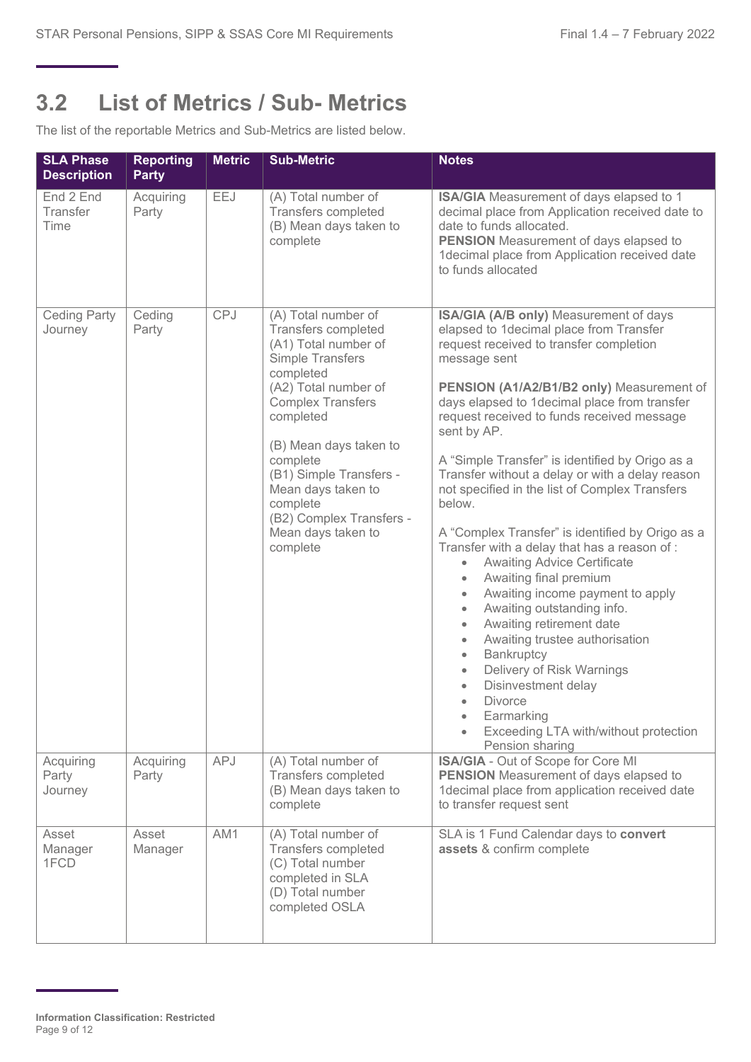## 3.2 List of Metrics / Sub- Metrics

The list of the reportable Metrics and Sub-Metrics are listed below.

| SLA Phase Description | Reporting Party | Metric | Sub-Metric | Notes |
|---|---|---|---|---|
| End 2 End Transfer Time | Acquiring Party | EEJ | (A) Total number of Transfers completed<br>(B) Mean days taken to complete | **ISA/GIA** Measurement of days elapsed to 1 decimal place from Application received date to date to funds allocated.<br>**PENSION** Measurement of days elapsed to 1decimal place from Application received date to funds allocated |
| Ceding Party Journey | Ceding Party | CPJ | (A) Total number of Transfers completed<br>(A1) Total number of Simple Transfers completed<br>(A2) Total number of Complex Transfers completed<br><br>(B) Mean days taken to complete<br>(B1) Simple Transfers - Mean days taken to complete<br>(B2) Complex Transfers - Mean days taken to complete | **ISA/GIA (A/B only)** Measurement of days elapsed to 1decimal place from Transfer request received to transfer completion message sent<br><br>**PENSION (A1/A2/B1/B2 only)** Measurement of days elapsed to 1decimal place from transfer request received to funds received message sent by AP.<br><br>A "Simple Transfer" is identified by Origo as a Transfer without a delay or with a delay reason not specified in the list of Complex Transfers below.<br><br>A "Complex Transfer" is identified by Origo as a Transfer with a delay that has a reason of :<br>• Awaiting Advice Certificate<br>• Awaiting final premium<br>• Awaiting income payment to apply<br>• Awaiting outstanding info.<br>• Awaiting retirement date<br>• Awaiting trustee authorisation<br>• Bankruptcy<br>• Delivery of Risk Warnings<br>• Disinvestment delay<br>• Divorce<br>• Earmarking<br>• Exceeding LTA with/without protection Pension sharing |
| Acquiring Party Journey | Acquiring Party | APJ | (A) Total number of Transfers completed<br>(B) Mean days taken to complete | **ISA/GIA** - Out of Scope for Core MI<br>**PENSION** Measurement of days elapsed to 1decimal place from application received date to transfer request sent |
| Asset Manager 1FCD | Asset Manager | AM1 | (A) Total number of Transfers completed<br>(C) Total number completed in SLA<br>(D) Total number completed OSLA | SLA is 1 Fund Calendar days to **convert assets** & confirm complete |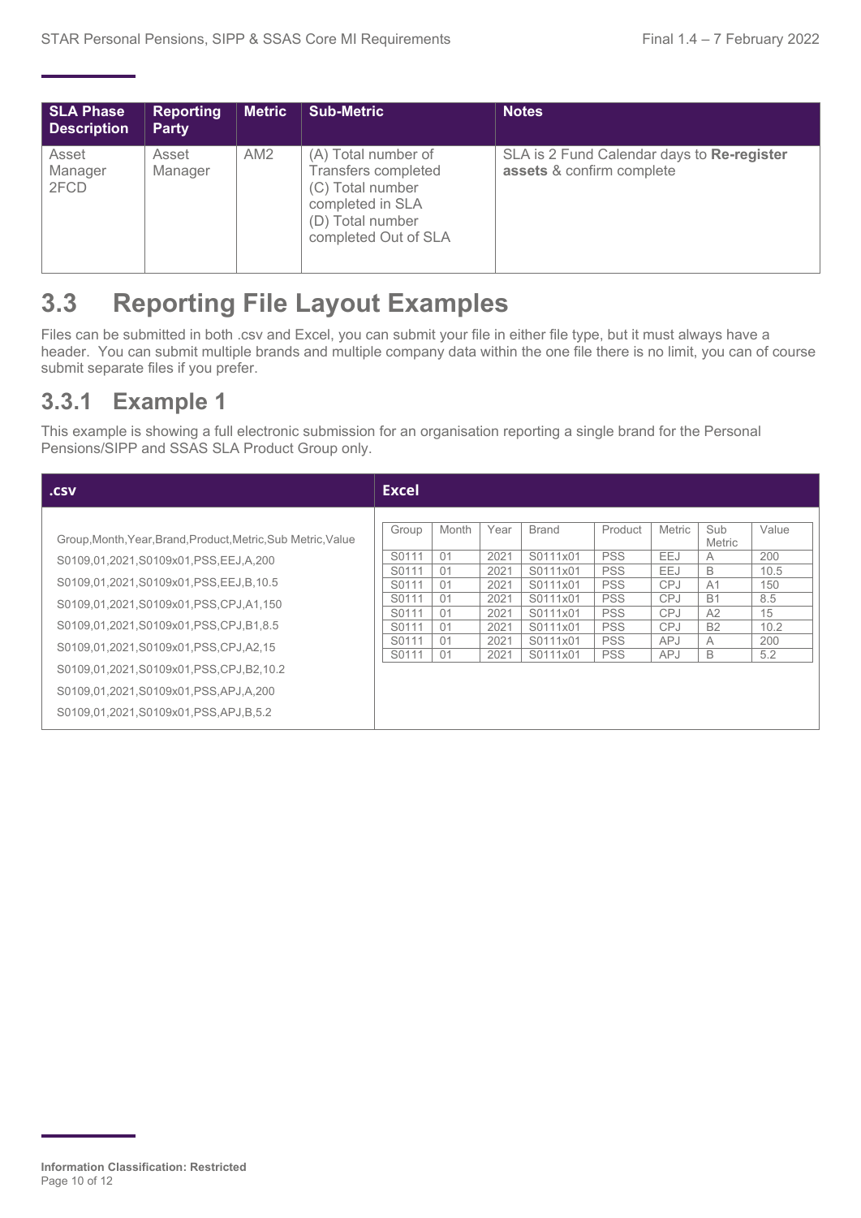| SLA Phase Description | Reporting Party | Metric | Sub-Metric | Notes |
|---|---|---|---|---|
| Asset Manager 2FCD | Asset Manager | AM2 | (A) Total number of Transfers completed<br>(C) Total number completed in SLA<br>(D) Total number completed Out of SLA | SLA is 2 Fund Calendar days to **Re-register assets** & confirm complete |

## 3.3 Reporting File Layout Examples

Files can be submitted in both .csv and Excel, you can submit your file in either file type, but it must always have a header. You can submit multiple brands and multiple company data within the one file there is no limit, you can of course submit separate files if you prefer.

### 3.3.1 Example 1

This example is showing a full electronic submission for an organisation reporting a single brand for the Personal Pensions/SIPP and SSAS SLA Product Group only.

**.csv**

```
Group,Month,Year,Brand,Product,Metric,Sub Metric,Value
S0109,01,2021,S0109x01,PSS,EEJ,A,200
S0109,01,2021,S0109x01,PSS,EEJ,B,10.5
S0109,01,2021,S0109x01,PSS,CPJ,A1,150
S0109,01,2021,S0109x01,PSS,CPJ,B1,8.5
S0109,01,2021,S0109x01,PSS,CPJ,A2,15
S0109,01,2021,S0109x01,PSS,CPJ,B2,10.2
S0109,01,2021,S0109x01,PSS,APJ,A,200
S0109,01,2021,S0109x01,PSS,APJ,B,5.2
```

**Excel**

| Group | Month | Year | Brand | Product | Metric | Sub Metric | Value |
|---|---|---|---|---|---|---|---|
| S0111 | 01 | 2021 | S0111x01 | PSS | EEJ | A | 200 |
| S0111 | 01 | 2021 | S0111x01 | PSS | EEJ | B | 10.5 |
| S0111 | 01 | 2021 | S0111x01 | PSS | CPJ | A1 | 150 |
| S0111 | 01 | 2021 | S0111x01 | PSS | CPJ | B1 | 8.5 |
| S0111 | 01 | 2021 | S0111x01 | PSS | CPJ | A2 | 15 |
| S0111 | 01 | 2021 | S0111x01 | PSS | CPJ | B2 | 10.2 |
| S0111 | 01 | 2021 | S0111x01 | PSS | APJ | A | 200 |
| S0111 | 01 | 2021 | S0111x01 | PSS | APJ | B | 5.2 |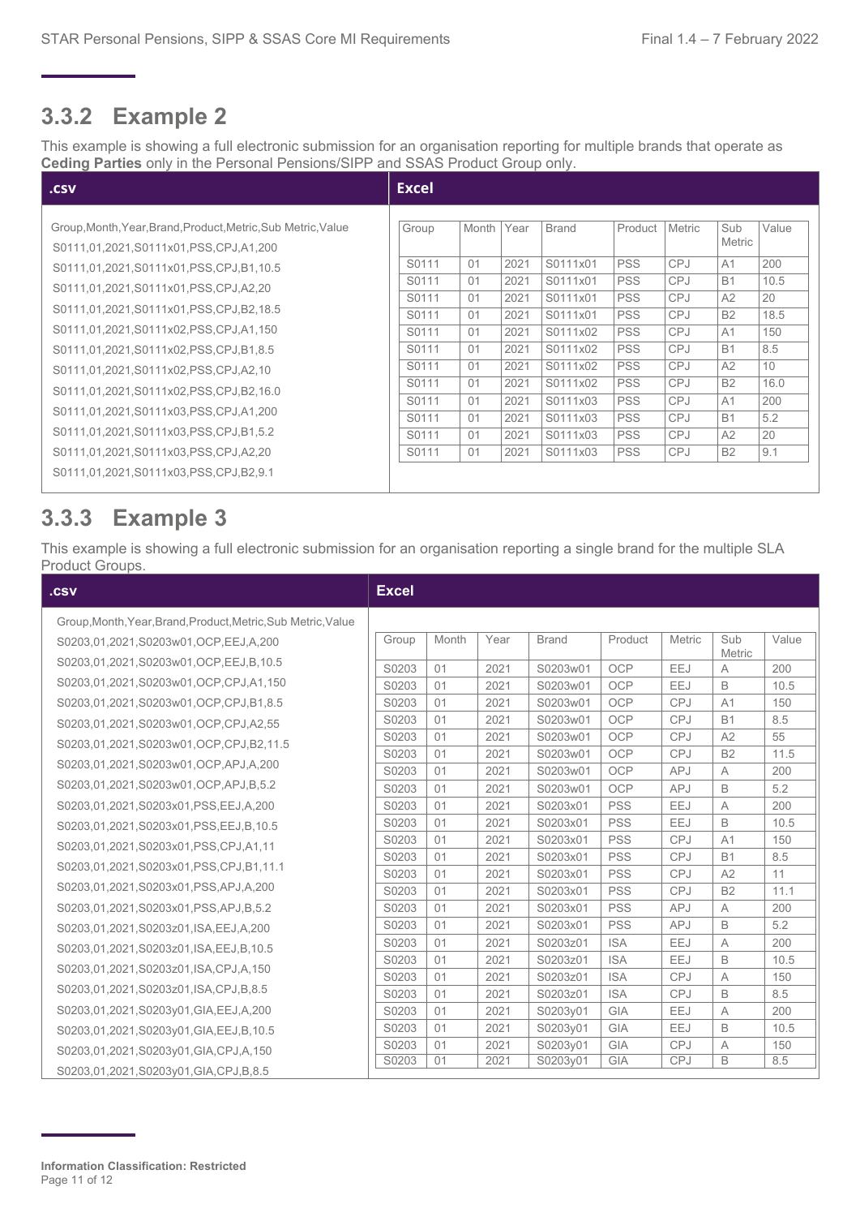## 3.3.2 Example 2

This example is showing a full electronic submission for an organisation reporting for multiple brands that operate as **Ceding Parties** only in the Personal Pensions/SIPP and SSAS Product Group only.

**.csv**

```
Group,Month,Year,Brand,Product,Metric,Sub Metric,Value
S0111,01,2021,S0111x01,PSS,CPJ,A1,200
S0111,01,2021,S0111x01,PSS,CPJ,B1,10.5
S0111,01,2021,S0111x01,PSS,CPJ,A2,20
S0111,01,2021,S0111x01,PSS,CPJ,B2,18.5
S0111,01,2021,S0111x02,PSS,CPJ,A1,150
S0111,01,2021,S0111x02,PSS,CPJ,B1,8.5
S0111,01,2021,S0111x02,PSS,CPJ,A2,10
S0111,01,2021,S0111x02,PSS,CPJ,B2,16.0
S0111,01,2021,S0111x03,PSS,CPJ,A1,200
S0111,01,2021,S0111x03,PSS,CPJ,B1,5.2
S0111,01,2021,S0111x03,PSS,CPJ,A2,20
S0111,01,2021,S0111x03,PSS,CPJ,B2,9.1
```

**Excel**

| Group | Month | Year | Brand | Product | Metric | Sub Metric | Value |
|---|---|---|---|---|---|---|---|
| S0111 | 01 | 2021 | S0111x01 | PSS | CPJ | A1 | 200 |
| S0111 | 01 | 2021 | S0111x01 | PSS | CPJ | B1 | 10.5 |
| S0111 | 01 | 2021 | S0111x01 | PSS | CPJ | A2 | 20 |
| S0111 | 01 | 2021 | S0111x01 | PSS | CPJ | B2 | 18.5 |
| S0111 | 01 | 2021 | S0111x02 | PSS | CPJ | A1 | 150 |
| S0111 | 01 | 2021 | S0111x02 | PSS | CPJ | B1 | 8.5 |
| S0111 | 01 | 2021 | S0111x02 | PSS | CPJ | A2 | 10 |
| S0111 | 01 | 2021 | S0111x02 | PSS | CPJ | B2 | 16.0 |
| S0111 | 01 | 2021 | S0111x03 | PSS | CPJ | A1 | 200 |
| S0111 | 01 | 2021 | S0111x03 | PSS | CPJ | B1 | 5.2 |
| S0111 | 01 | 2021 | S0111x03 | PSS | CPJ | A2 | 20 |
| S0111 | 01 | 2021 | S0111x03 | PSS | CPJ | B2 | 9.1 |

## 3.3.3 Example 3

This example is showing a full electronic submission for an organisation reporting a single brand for the multiple SLA Product Groups.

**.csv**

```
Group,Month,Year,Brand,Product,Metric,Sub Metric,Value
S0203,01,2021,S0203w01,OCP,EEJ,A,200
S0203,01,2021,S0203w01,OCP,EEJ,B,10.5
S0203,01,2021,S0203w01,OCP,CPJ,A1,150
S0203,01,2021,S0203w01,OCP,CPJ,B1,8.5
S0203,01,2021,S0203w01,OCP,CPJ,A2,55
S0203,01,2021,S0203w01,OCP,CPJ,B2,11.5
S0203,01,2021,S0203w01,OCP,APJ,A,200
S0203,01,2021,S0203w01,OCP,APJ,B,5.2
S0203,01,2021,S0203x01,PSS,EEJ,A,200
S0203,01,2021,S0203x01,PSS,EEJ,B,10.5
S0203,01,2021,S0203x01,PSS,CPJ,A1,11
S0203,01,2021,S0203x01,PSS,CPJ,B1,11.1
S0203,01,2021,S0203x01,PSS,APJ,A,200
S0203,01,2021,S0203x01,PSS,APJ,B,5.2
S0203,01,2021,S0203z01,ISA,EEJ,A,200
S0203,01,2021,S0203z01,ISA,EEJ,B,10.5
S0203,01,2021,S0203z01,ISA,CPJ,A,150
S0203,01,2021,S0203z01,ISA,CPJ,B,8.5
S0203,01,2021,S0203y01,GIA,EEJ,A,200
S0203,01,2021,S0203y01,GIA,EEJ,B,10.5
S0203,01,2021,S0203y01,GIA,CPJ,A,150
S0203,01,2021,S0203y01,GIA,CPJ,B,8.5
```

**Excel**

| Group | Month | Year | Brand | Product | Metric | Sub Metric | Value |
|---|---|---|---|---|---|---|---|
| S0203 | 01 | 2021 | S0203w01 | OCP | EEJ | A | 200 |
| S0203 | 01 | 2021 | S0203w01 | OCP | EEJ | B | 10.5 |
| S0203 | 01 | 2021 | S0203w01 | OCP | CPJ | A1 | 150 |
| S0203 | 01 | 2021 | S0203w01 | OCP | CPJ | B1 | 8.5 |
| S0203 | 01 | 2021 | S0203w01 | OCP | CPJ | A2 | 55 |
| S0203 | 01 | 2021 | S0203w01 | OCP | CPJ | B2 | 11.5 |
| S0203 | 01 | 2021 | S0203w01 | OCP | APJ | A | 200 |
| S0203 | 01 | 2021 | S0203w01 | OCP | APJ | B | 5.2 |
| S0203 | 01 | 2021 | S0203x01 | PSS | EEJ | A | 200 |
| S0203 | 01 | 2021 | S0203x01 | PSS | EEJ | B | 10.5 |
| S0203 | 01 | 2021 | S0203x01 | PSS | CPJ | A1 | 150 |
| S0203 | 01 | 2021 | S0203x01 | PSS | CPJ | B1 | 8.5 |
| S0203 | 01 | 2021 | S0203x01 | PSS | CPJ | A2 | 11 |
| S0203 | 01 | 2021 | S0203x01 | PSS | CPJ | B2 | 11.1 |
| S0203 | 01 | 2021 | S0203x01 | PSS | APJ | A | 200 |
| S0203 | 01 | 2021 | S0203x01 | PSS | APJ | B | 5.2 |
| S0203 | 01 | 2021 | S0203z01 | ISA | EEJ | A | 200 |
| S0203 | 01 | 2021 | S0203z01 | ISA | EEJ | B | 10.5 |
| S0203 | 01 | 2021 | S0203z01 | ISA | CPJ | A | 150 |
| S0203 | 01 | 2021 | S0203z01 | ISA | CPJ | B | 8.5 |
| S0203 | 01 | 2021 | S0203y01 | GIA | EEJ | A | 200 |
| S0203 | 01 | 2021 | S0203y01 | GIA | EEJ | B | 10.5 |
| S0203 | 01 | 2021 | S0203y01 | GIA | CPJ | A | 150 |
| S0203 | 01 | 2021 | S0203y01 | GIA | CPJ | B | 8.5 |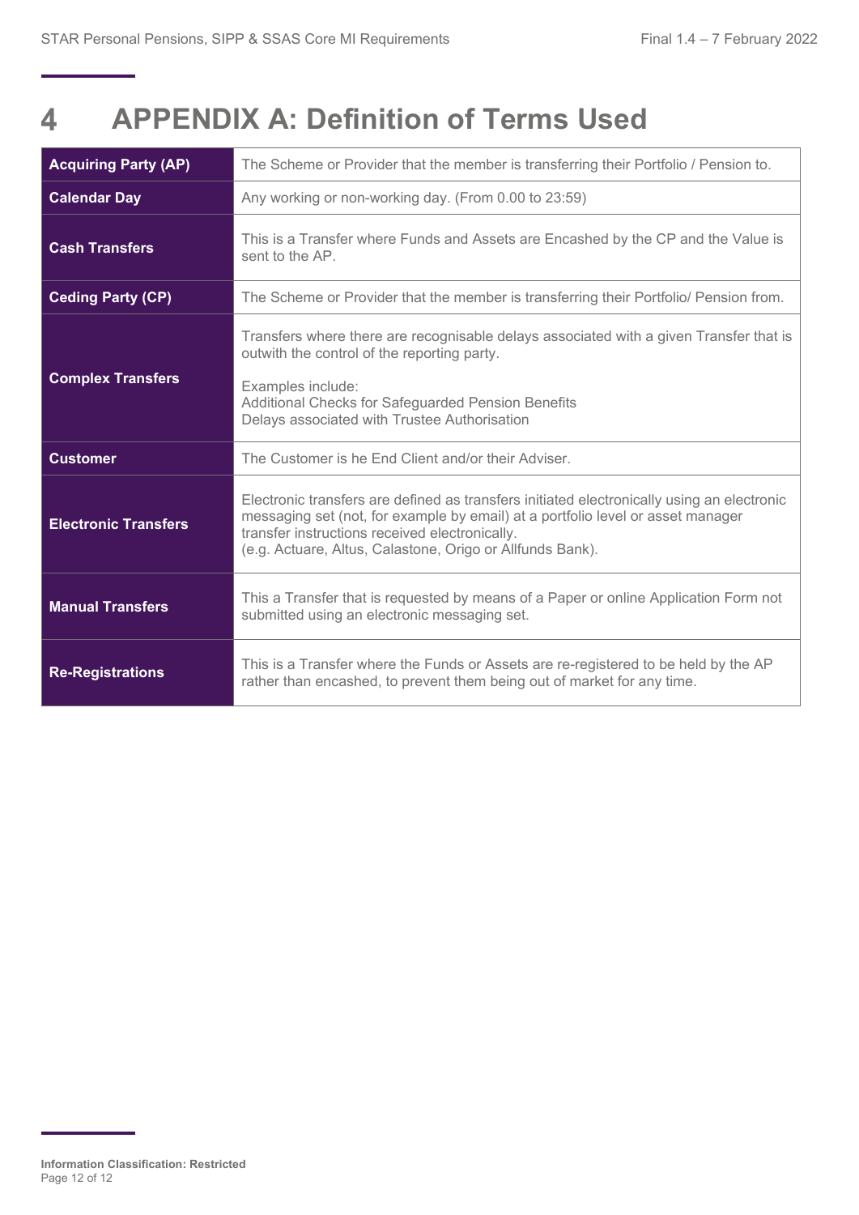# 4 APPENDIX A: Definition of Terms Used

| | |
|---|---|
| **Acquiring Party (AP)** | The Scheme or Provider that the member is transferring their Portfolio / Pension to. |
| **Calendar Day** | Any working or non-working day. (From 0.00 to 23:59) |
| **Cash Transfers** | This is a Transfer where Funds and Assets are Encashed by the CP and the Value is sent to the AP. |
| **Ceding Party (CP)** | The Scheme or Provider that the member is transferring their Portfolio/ Pension from. |
| **Complex Transfers** | Transfers where there are recognisable delays associated with a given Transfer that is outwith the control of the reporting party.<br><br>Examples include:<br>Additional Checks for Safeguarded Pension Benefits<br>Delays associated with Trustee Authorisation |
| **Customer** | The Customer is he End Client and/or their Adviser. |
| **Electronic Transfers** | Electronic transfers are defined as transfers initiated electronically using an electronic messaging set (not, for example by email) at a portfolio level or asset manager transfer instructions received electronically.<br>(e.g. Actuare, Altus, Calastone, Origo or Allfunds Bank). |
| **Manual Transfers** | This a Transfer that is requested by means of a Paper or online Application Form not submitted using an electronic messaging set. |
| **Re-Registrations** | This is a Transfer where the Funds or Assets are re-registered to be held by the AP rather than encashed, to prevent them being out of market for any time. |

**Information Classification: Restricted**